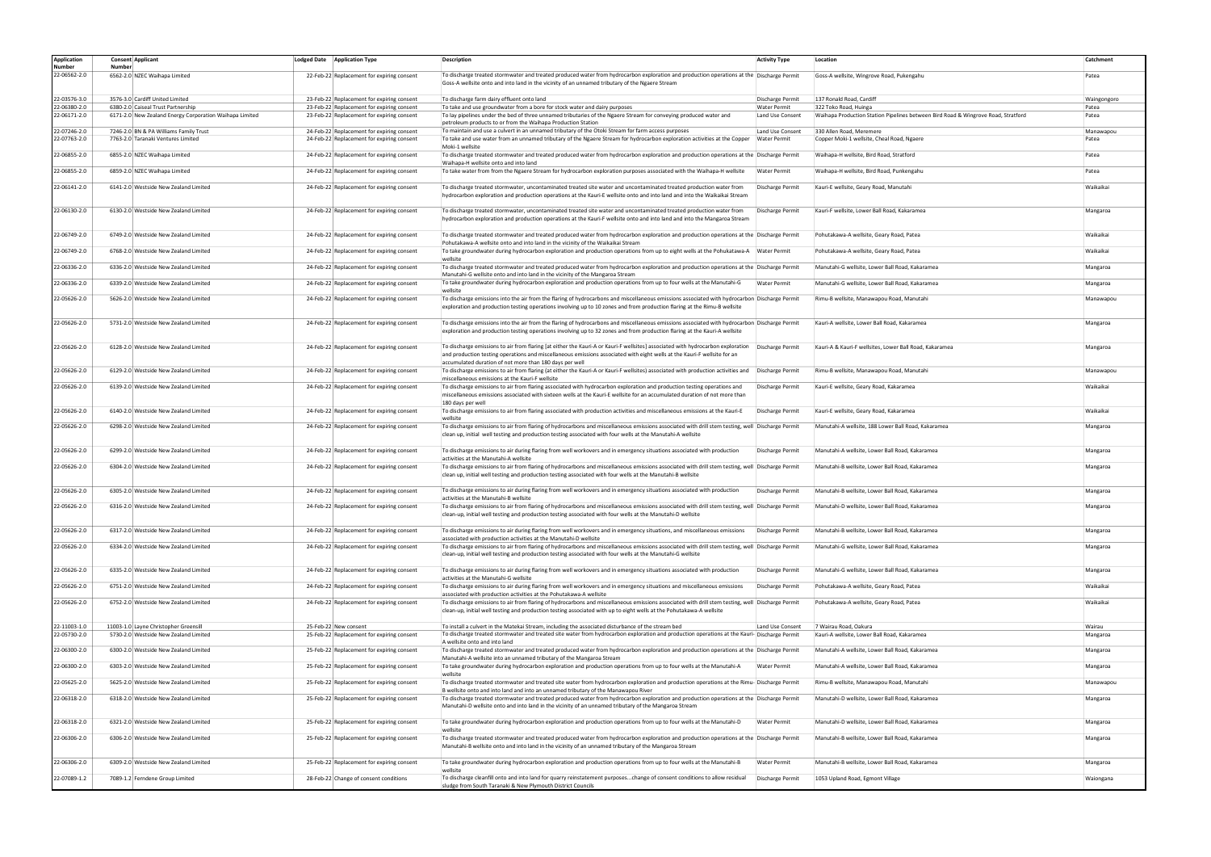| Application Number | Consent Number | Applicant | Lodged Date | Application Type | Description | Activity Type | Location | Catchment |
|---|---|---|---|---|---|---|---|---|
| 22-06562-2.0 | 6562-2.0 | NZEC Waihapa Limited | 22-Feb-22 | Replacement for expiring consent | To discharge treated stormwater and treated produced water from hydrocarbon exploration and production operations at the Goss-A wellsite onto and into land in the vicinity of an unnamed tributary of the Ngaere Stream | Discharge Permit | Goss-A wellsite, Wingrove Road, Pukengahu | Patea |
| 22-03576-3.0 | 3576-3.0 | Cardiff United Limited | 23-Feb-22 | Replacement for expiring consent | To discharge farm dairy effluent onto land | Discharge Permit | 137 Ronald Road, Cardiff | Waingongoro |
| 22-06380-2.0 | 6380-2.0 | Caiseal Trust Partnership | 23-Feb-22 | Replacement for expiring consent | To take and use groundwater from a bore for stock water and dairy purposes | Water Permit | 322 Toko Road, Huinga | Patea |
| 22-06171-2.0 | 6171-2.0 | New Zealand Energy Corporation Waihapa Limited | 23-Feb-22 | Replacement for expiring consent | To lay pipelines under the bed of three unnamed tributaries of the Ngaere Stream for conveying produced water and petroleum products to or from the Waihapa Production Station | Land Use Consent | Waihapa Production Station Pipelines between Bird Road & Wingrove Road, Stratford | Patea |
| 22-07246-2.0 | 7246-2.0 | BN & PA Williams Family Trust | 24-Feb-22 | Replacement for expiring consent | To maintain and use a culvert in an unnamed tributary of the Otoki Stream for farm access purposes | Land Use Consent | 330 Allen Road, Meremere | Manawapou |
| 22-07763-2.0 | 7763-2.0 | Taranaki Ventures Limited | 24-Feb-22 | Replacement for expiring consent | To take and use water from an unnamed tributary of the Ngaere Stream for hydrocarbon exploration activities at the Copper Moki-1 wellsite | Water Permit | Copper Moki-1 wellsite, Cheal Road, Ngaere | Patea |
| 22-06855-2.0 | 6855-2.0 | NZEC Waihapa Limited | 24-Feb-22 | Replacement for expiring consent | To discharge treated stormwater and treated produced water from hydrocarbon exploration and production operations at the Waihapa-H wellsite onto and into land | Discharge Permit | Waihapa-H wellsite, Bird Road, Stratford | Patea |
| 22-06855-2.0 | 6859-2.0 | NZEC Waihapa Limited | 24-Feb-22 | Replacement for expiring consent | To take water from from the Ngaere Stream for hydrocarbon exploration purposes associated with the Waihapa-H wellsite | Water Permit | Waihapa-H wellsite, Bird Road, Punkengahu | Patea |
| 22-06141-2.0 | 6141-2.0 | Westside New Zealand Limited | 24-Feb-22 | Replacement for expiring consent | To discharge treated stormwater, uncontaminated treated site water and uncontaminated treated production water from hydrocarbon exploration and production operations at the Kauri-E wellsite onto and into land and into the Waikaikai Stream | Discharge Permit | Kauri-E wellsite, Geary Road, Manutahi | Waikaikai |
| 22-06130-2.0 | 6130-2.0 | Westside New Zealand Limited | 24-Feb-22 | Replacement for expiring consent | To discharge treated stormwater, uncontaminated treated site water and uncontaminated treated production water from hydrocarbon exploration and production operations at the Kauri-F wellsite onto and into land and into the Mangaroa Stream | Discharge Permit | Kauri-F wellsite, Lower Ball Road, Kakaramea | Mangaroa |
| 22-06749-2.0 | 6749-2.0 | Westside New Zealand Limited | 24-Feb-22 | Replacement for expiring consent | To discharge treated stormwater and treated produced water from hydrocarbon exploration and production operations at the Pohutakawa-A wellsite onto and into land in the vicinity of the Waikaikai Stream | Discharge Permit | Pohutakawa-A wellsite, Geary Road, Patea | Waikaikai |
| 22-06749-2.0 | 6768-2.0 | Westside New Zealand Limited | 24-Feb-22 | Replacement for expiring consent | To take groundwater during hydrocarbon exploration and production operations from up to eight wells at the Pohukatawa-A wellsite | Water Permit | Pohutakawa-A wellsite, Geary Road, Patea | Waikaikai |
| 22-06336-2.0 | 6336-2.0 | Westside New Zealand Limited | 24-Feb-22 | Replacement for expiring consent | To discharge treated stormwater and treated produced water from hydrocarbon exploration and production operations at the Manutahi-G wellsite onto and into land in the vicinity of the Mangaroa Stream | Discharge Permit | Manutahi-G wellsite, Lower Ball Road, Kakaramea | Mangaroa |
| 22-06336-2.0 | 6339-2.0 | Westside New Zealand Limited | 24-Feb-22 | Replacement for expiring consent | To take groundwater during hydrocarbon exploration and production operations from up to four wells at the Manutahi-G wellsite | Water Permit | Manutahi-G wellsite, Lower Ball Road, Kakaramea | Mangaroa |
| 22-05626-2.0 | 5626-2.0 | Westside New Zealand Limited | 24-Feb-22 | Replacement for expiring consent | To discharge emissions into the air from the flaring of hydrocarbons and miscellaneous emissions associated with hydrocarbon exploration and production testing operations involving up to 10 zones and from production flaring at the Rimu-B wellsite | Discharge Permit | Rimu-B wellsite, Manawapou Road, Manutahi | Manawapou |
| 22-05626-2.0 | 5731-2.0 | Westside New Zealand Limited | 24-Feb-22 | Replacement for expiring consent | To discharge emissions into the air from the flaring of hydrocarbons and miscellaneous emissions associated with hydrocarbon exploration and production testing operations involving up to 32 zones and from production flaring at the Kauri-A wellsite | Discharge Permit | Kauri-A wellsite, Lower Ball Road, Kakaramea | Mangaroa |
| 22-05626-2.0 | 6128-2.0 | Westside New Zealand Limited | 24-Feb-22 | Replacement for expiring consent | To discharge emissions to air from flaring [at either the Kauri-A or Kauri-F wellsites] associated with hydrocarbon exploration and production testing operations and miscellaneous emissions associated with eight wells at the Kauri-F wellsite for an accumulated duration of not more than 180 days per well | Discharge Permit | Kauri-A & Kauri-F wellsites, Lower Ball Road, Kakaramea | Mangaroa |
| 22-05626-2.0 | 6129-2.0 | Westside New Zealand Limited | 24-Feb-22 | Replacement for expiring consent | To discharge emissions to air from flaring (at either the Kauri-A or Kauri-F wellsites) associated with production activities and miscellaneous emissions at the Kauri-F wellsite | Discharge Permit | Rimu-B wellsite, Manawapou Road, Manutahi | Manawapou |
| 22-05626-2.0 | 6139-2.0 | Westside New Zealand Limited | 24-Feb-22 | Replacement for expiring consent | To discharge emissions to air from flaring associated with hydrocarbon exploration and production testing operations and miscellaneous emissions associated with sixteen wells at the Kauri-E wellsite for an accumulated duration of not more than 180 days per well | Discharge Permit | Kauri-E wellsite, Geary Road, Kakaramea | Waikaikai |
| 22-05626-2.0 | 6140-2.0 | Westside New Zealand Limited | 24-Feb-22 | Replacement for expiring consent | To discharge emissions to air from flaring associated with production activities and miscellaneous emissions at the Kauri-E wellsite | Discharge Permit | Kauri-E wellsite, Geary Road, Kakaramea | Waikaikai |
| 22-05626-2.0 | 6298-2.0 | Westside New Zealand Limited | 24-Feb-22 | Replacement for expiring consent | To discharge emissions to air from flaring of hydrocarbons and miscellaneous emissions associated with drill stem testing, well clean up, initial well testing and production testing associated with four wells at the Manutahi-A wellsite | Discharge Permit | Manutahi-A wellsite, 188 Lower Ball Road, Kakaramea | Mangaroa |
| 22-05626-2.0 | 6299-2.0 | Westside New Zealand Limited | 24-Feb-22 | Replacement for expiring consent | To discharge emissions to air during flaring from well workovers and in emergency situations associated with production activities at the Manutahi-A wellsite | Discharge Permit | Manutahi-A wellsite, Lower Ball Road, Kakaramea | Mangaroa |
| 22-05626-2.0 | 6304-2.0 | Westside New Zealand Limited | 24-Feb-22 | Replacement for expiring consent | To discharge emissions to air from flaring of hydrocarbons and miscellaneous emissions associated with drill stem testing, well clean up, initial well testing and production testing associated with four wells at the Manutahi-B wellsite | Discharge Permit | Manutahi-B wellsite, Lower Ball Road, Kakaramea | Mangaroa |
| 22-05626-2.0 | 6305-2.0 | Westside New Zealand Limited | 24-Feb-22 | Replacement for expiring consent | To discharge emissions to air during flaring from well workovers and in emergency situations associated with production activities at the Manutahi-B wellsite | Discharge Permit | Manutahi-B wellsite, Lower Ball Road, Kakaramea | Mangaroa |
| 22-05626-2.0 | 6316-2.0 | Westside New Zealand Limited | 24-Feb-22 | Replacement for expiring consent | To discharge emissions to air from flaring of hydrocarbons and miscellaneous emissions associated with drill stem testing, well clean-up, initial well testing and production testing associated with four wells at the Manutahi-D wellsite | Discharge Permit | Manutahi-D wellsite, Lower Ball Road, Kakaramea | Mangaroa |
| 22-05626-2.0 | 6317-2.0 | Westside New Zealand Limited | 24-Feb-22 | Replacement for expiring consent | To discharge emissions to air during flaring from well workovers and in emergency situations, and miscellaneous emissions associated with production activities at the Manutahi-D wellsite | Discharge Permit | Manutahi-B wellsite, Lower Ball Road, Kakaramea | Mangaroa |
| 22-05626-2.0 | 6334-2.0 | Westside New Zealand Limited | 24-Feb-22 | Replacement for expiring consent | To discharge emissions to air from flaring of hydrocarbons and miscellaneous emissions associated with drill stem testing, well clean-up, initial well testing and production testing associated with four wells at the Manutahi-G wellsite | Discharge Permit | Manutahi-G wellsite, Lower Ball Road, Kakaramea | Mangaroa |
| 22-05626-2.0 | 6335-2.0 | Westside New Zealand Limited | 24-Feb-22 | Replacement for expiring consent | To discharge emissions to air during flaring from well workovers and in emergency situations associated with production activities at the Manutahi-G wellsite | Discharge Permit | Manutahi-G wellsite, Lower Ball Road, Kakaramea | Mangaroa |
| 22-05626-2.0 | 6751-2.0 | Westside New Zealand Limited | 24-Feb-22 | Replacement for expiring consent | To discharge emissions to air during flaring from well workovers and in emergency situations and miscellaneous emissions associated with production activities at the Pohutakawa-A wellsite | Discharge Permit | Pohutakawa-A wellsite, Geary Road, Patea | Waikaikai |
| 22-05626-2.0 | 6752-2.0 | Westside New Zealand Limited | 24-Feb-22 | Replacement for expiring consent | To discharge emissions to air from flaring of hydrocarbons and miscellaneous emissions associated with drill stem testing, well clean-up, initial well testing and production testing associated with up to eight wells at the Pohutakawa-A wellsite | Discharge Permit | Pohutakawa-A wellsite, Geary Road, Patea | Waikaikai |
| 22-11003-1.0 | 11003-1.0 | Layne Christopher Greensill | 25-Feb-22 | New consent | To install a culvert in the Matekai Stream, including the associated disturbance of the stream bed | Land Use Consent | 7 Wairau Road, Oakura | Wairau |
| 22-05730-2.0 | 5730-2.0 | Westside New Zealand Limited | 25-Feb-22 | Replacement for expiring consent | To discharge treated stormwater and treated site water from hydrocarbon exploration and production operations at the Kauri-A wellsite onto and into land | Discharge Permit | Kauri-A wellsite, Lower Ball Road, Kakaramea | Mangaroa |
| 22-06300-2.0 | 6300-2.0 | Westside New Zealand Limited | 25-Feb-22 | Replacement for expiring consent | To discharge treated stormwater and treated produced water from hydrocarbon exploration and production operations at the Manutahi-A wellsite into an unnamed tributary of the Mangaroa Stream | Discharge Permit | Manutahi-A wellsite, Lower Ball Road, Kakaramea | Mangaroa |
| 22-06300-2.0 | 6303-2.0 | Westside New Zealand Limited | 25-Feb-22 | Replacement for expiring consent | To take groundwater during hydrocarbon exploration and production operations from up to four wells at the Manutahi-A wellsite | Water Permit | Manutahi-A wellsite, Lower Ball Road, Kakaramea | Mangaroa |
| 22-05625-2.0 | 5625-2.0 | Westside New Zealand Limited | 25-Feb-22 | Replacement for expiring consent | To discharge treated stormwater and treated site water from hydrocarbon exploration and production operations at the Rimu-B wellsite onto and into land and into an unnamed tributary of the Manawapou River | Discharge Permit | Rimu-B wellsite, Manawapou Road, Manutahi | Manawapou |
| 22-06318-2.0 | 6318-2.0 | Westside New Zealand Limited | 25-Feb-22 | Replacement for expiring consent | To discharge treated stormwater and treated produced water from hydrocarbon exploration and production operations at the Manutahi-D wellsite onto and into land in the vicinity of an unnamed tributary of the Mangaroa Stream | Discharge Permit | Manutahi-D wellsite, Lower Ball Road, Kakaramea | Mangaroa |
| 22-06318-2.0 | 6321-2.0 | Westside New Zealand Limited | 25-Feb-22 | Replacement for expiring consent | To take groundwater during hydrocarbon exploration and production operations from up to four wells at the Manutahi-D wellsite | Water Permit | Manutahi-D wellsite, Lower Ball Road, Kakaramea | Mangaroa |
| 22-06306-2.0 | 6306-2.0 | Westside New Zealand Limited | 25-Feb-22 | Replacement for expiring consent | To discharge treated stormwater and treated produced water from hydrocarbon exploration and production operations at the Manutahi-B wellsite onto and into land in the vicinity of an unnamed tributary of the Mangaroa Stream | Discharge Permit | Manutahi-B wellsite, Lower Ball Road, Kakaramea | Mangaroa |
| 22-06306-2.0 | 6309-2.0 | Westside New Zealand Limited | 25-Feb-22 | Replacement for expiring consent | To take groundwater during hydrocarbon exploration and production operations from up to four wells at the Manutahi-B wellsite | Water Permit | Manutahi-B wellsite, Lower Ball Road, Kakaramea | Mangaroa |
| 22-07089-1.2 | 7089-1.2 | Ferndene Group Limited | 28-Feb-22 | Change of consent conditions | To discharge cleanfill onto and into land for quarry reinstatement purposes...change of consent conditions to allow residual sludge from South Taranaki & New Plymouth District Councils | Discharge Permit | 1053 Upland Road, Egmont Village | Waiongana |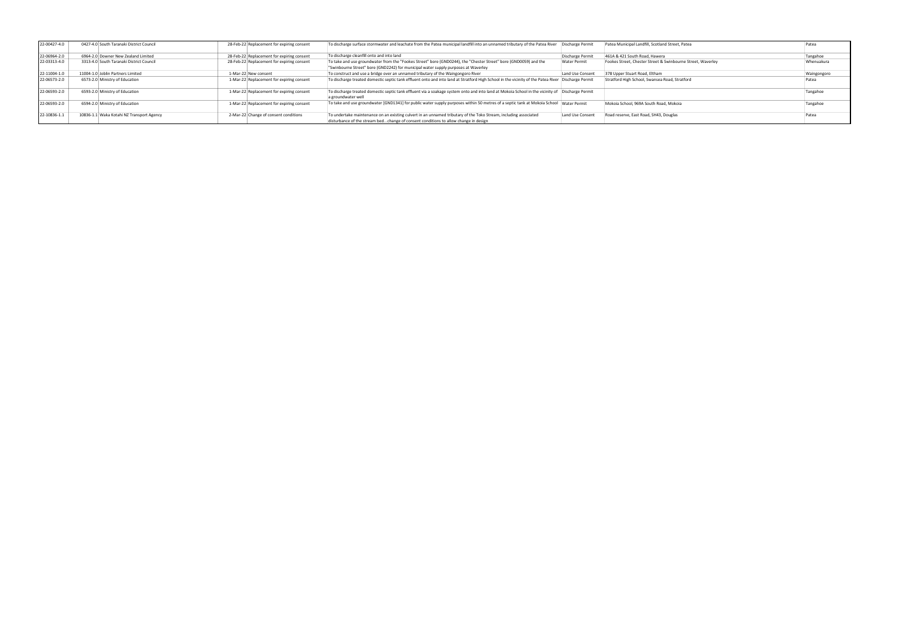| | | | | | | | | |
|---|---|---|---|---|---|---|---|---|
| 22-00427-4.0 | 0427-4.0 | South Taranaki District Council | 28-Feb-22 | Replacement for expiring consent | To discharge surface stormwater and leachate from the Patea municipal landfill into an unnamed tributary of the Patea River | Discharge Permit | Patea Municipal Landfill, Scotland Street, Patea | Patea |
| 22-06964-2.0 | 6964-2.0 | Downer New Zealand Limited | 28-Feb-22 | Replacement for expiring consent | To discharge cleanfill onto and into land | Discharge Permit | 461A & 421 South Road, Hawera | Tangahoe |
| 22-03313-4.0 | 3313-4.0 | South Taranaki District Council | 28-Feb-22 | Replacement for expiring consent | To take and use groundwater from the "Fookes Street" bore (GND0244), the "Chester Street" bore (GND0059) and the "Swinbourne Street" bore (GND2242) for municipal water supply purposes at Waverley | Water Permit | Fookes Street, Chester Street & Swinbourne Street, Waverley | Whenuakura |
| 22-11004-1.0 | 11004-1.0 | Joblin Partners Limited | 1-Mar-22 | New consent | To construct and use a bridge over an unnamed tributary of the Waingongoro River | Land Use Consent | 378 Upper Stuart Road, Eltham | Waingongoro |
| 22-06573-2.0 | 6573-2.0 | Ministry of Education | 1-Mar-22 | Replacement for expiring consent | To discharge treated domestic septic tank effluent onto and into land at Stratford High School in the vicinity of the Patea River | Discharge Permit | Stratford High School, Swansea Road, Stratford | Patea |
| 22-06593-2.0 | 6593-2.0 | Ministry of Education | 1-Mar-22 | Replacement for expiring consent | To discharge treated domestic septic tank effluent via a soakage system onto and into land at Mokoia School in the vicinity of a groundwater well | Discharge Permit | | Tangahoe |
| 22-06593-2.0 | 6594-2.0 | Ministry of Education | 1-Mar-22 | Replacement for expiring consent | To take and use groundwater [GND1341] for public water supply purposes within 50 metres of a septic tank at Mokoia School | Water Permit | Mokoia School, 969A South Road, Mokoia | Tangahoe |
| 22-10836-1.1 | 10836-1.1 | Waka Kotahi NZ Transport Agency | 2-Mar-22 | Change of consent conditions | To undertake maintenance on an existing culvert in an unnamed tributary of the Toko Stream, including associated disturbance of the stream bed...change of consent conditions to allow change in design | Land Use Consent | Road reserve, East Road, SH43, Douglas | Patea |